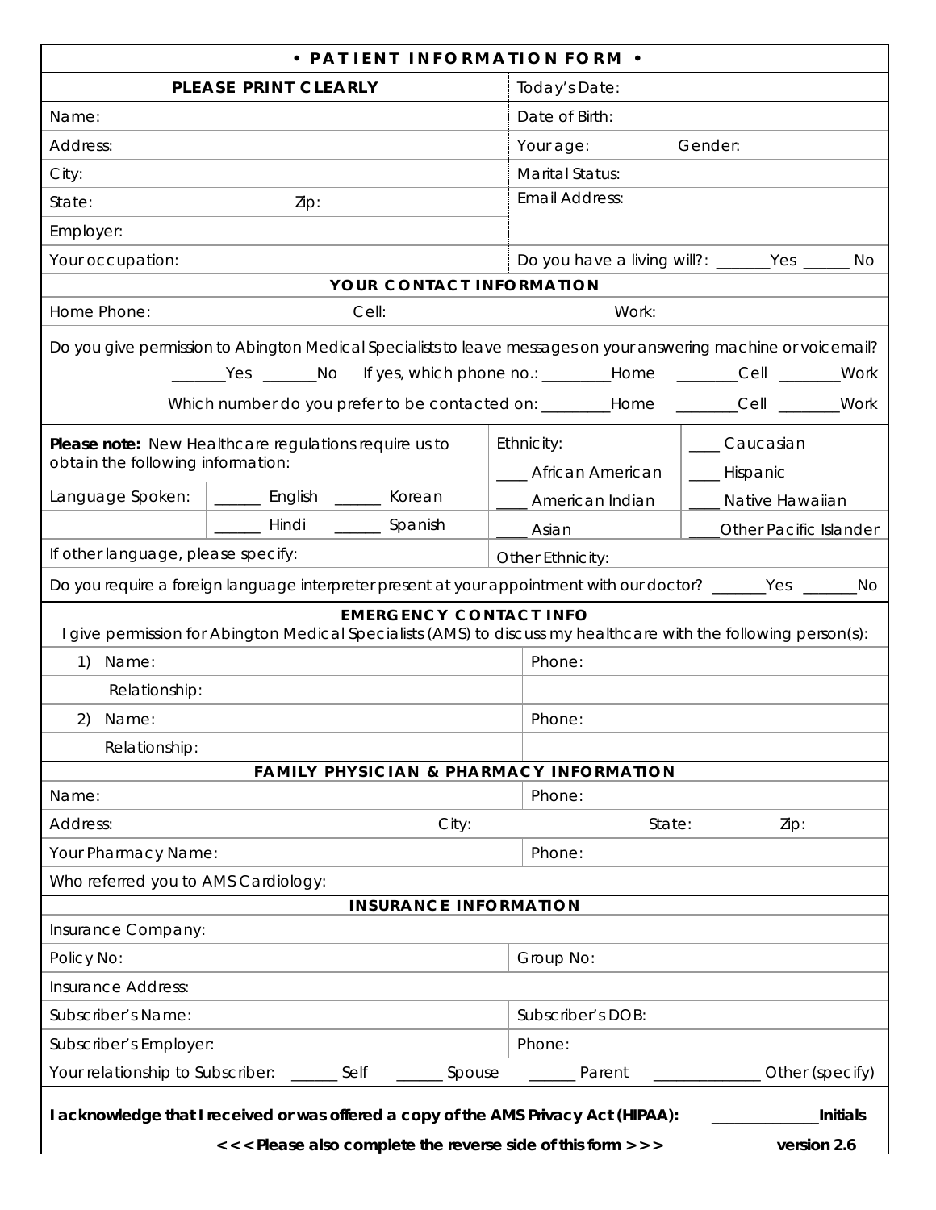# • PATIENT INFORMATION FORM •

| PLEASE PRINT CLEARLY | Today's Date: |
|---|---|
| Name: | Date of Birth: |
| Address: | Your age: Gender: |
| City: | Marital Status: |
| State: Zip: | Email Address: |
| Employer: | |
| Your occupation: | Do you have a living will?: _______Yes ______ No |

## YOUR CONTACT INFORMATION

Home Phone: Cell: Work:

Do you give permission to Abington Medical Specialists to leave messages on your answering machine or voicemail?

_______Yes _______No If yes, which phone no.: ________Home ________Cell ________Work

Which number do you prefer to be contacted on: ________Home ________Cell ________Work

| **Please note:** New Healthcare regulations require us to obtain the following information: | | Ethnicity: | ____ Caucasian |
|---|---|---|---|
| | | ____ African American | ____ Hispanic |
| Language Spoken: | ______ English ______ Korean | ____ American Indian | ____ Native Hawaiian |
| | ______ Hindi ______ Spanish | ____ Asian | ____Other Pacific Islander |
| If other language, please specify: | | Other Ethnicity: | |

Do you require a foreign language interpreter present at your appointment with our doctor? _______Yes _______No

## EMERGENCY CONTACT INFO

I give permission for Abington Medical Specialists (AMS) to discuss my healthcare with the following person(s):

| | |
|---|---|
| 1) Name: | Phone: |
| Relationship: | |
| 2) Name: | Phone: |
| Relationship: | |

## FAMILY PHYSICIAN & PHARMACY INFORMATION

| | |
|---|---|
| Name: | Phone: |
| Address: City: | State: Zip: |
| Your Pharmacy Name: | Phone: |
| Who referred you to AMS Cardiology: | |

## INSURANCE INFORMATION

| | |
|---|---|
| Insurance Company: | |
| Policy No: | Group No: |
| Insurance Address: | |
| Subscriber's Name: | Subscriber's DOB: |
| Subscriber's Employer: | Phone: |

Your relationship to Subscriber: ______ Self ______ Spouse ______ Parent _____________ Other (specify)

**I acknowledge that I received or was offered a copy of the AMS Privacy Act (HIPAA):** _____________**Initials**

**<<< Please also complete the reverse side of this form >>>** **version 2.6**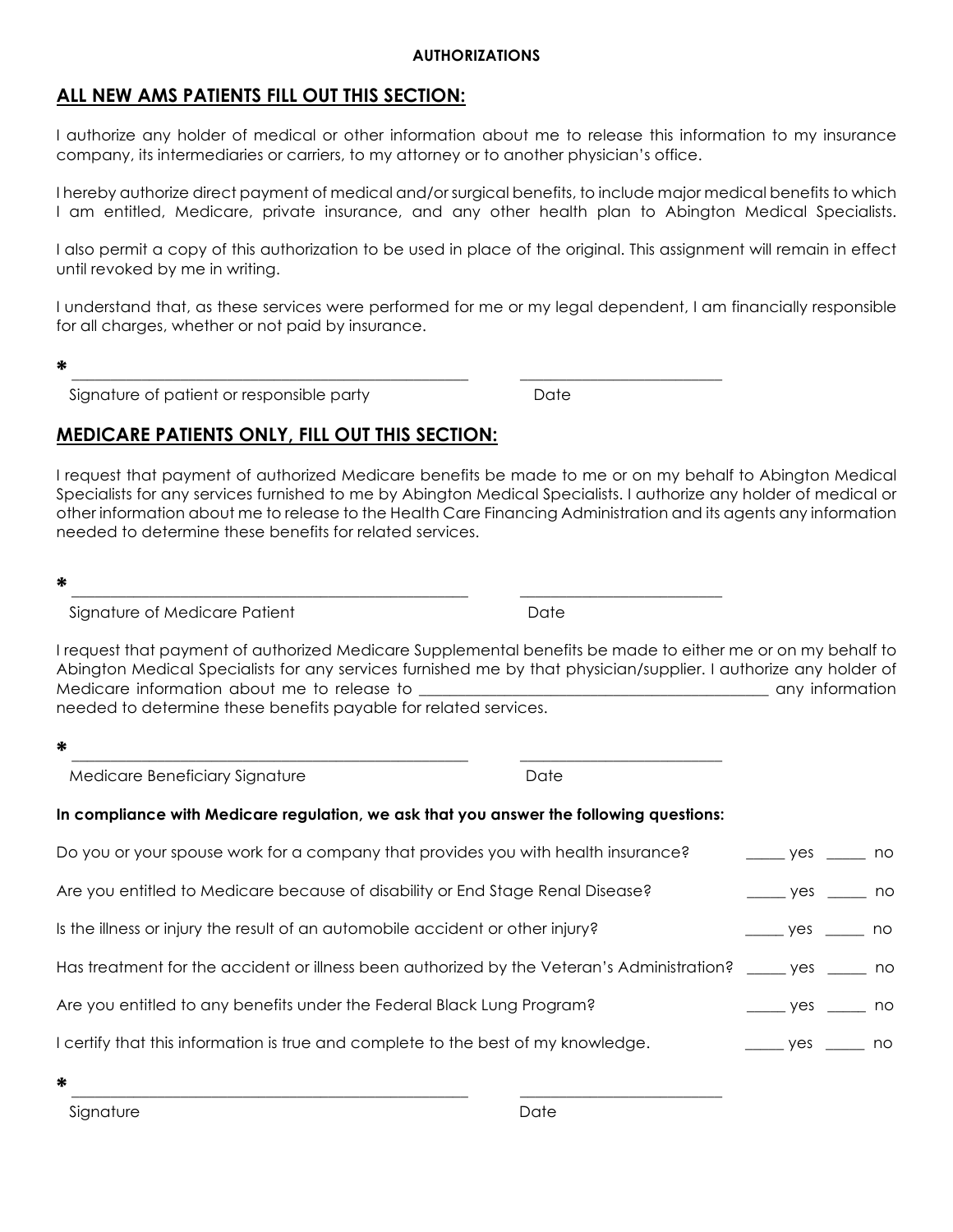**AUTHORIZATIONS**

## ALL NEW AMS PATIENTS FILL OUT THIS SECTION:

I authorize any holder of medical or other information about me to release this information to my insurance company, its intermediaries or carriers, to my attorney or to another physician's office.

I hereby authorize direct payment of medical and/or surgical benefits, to include major medical benefits to which I am entitled, Medicare, private insurance, and any other health plan to Abington Medical Specialists.

I also permit a copy of this authorization to be used in place of the original. This assignment will remain in effect until revoked by me in writing.

I understand that, as these services were performed for me or my legal dependent, I am financially responsible for all charges, whether or not paid by insurance.

\* ______________________________________________ ________________________

Signature of patient or responsible party Date

## MEDICARE PATIENTS ONLY, FILL OUT THIS SECTION:

I request that payment of authorized Medicare benefits be made to me or on my behalf to Abington Medical Specialists for any services furnished to me by Abington Medical Specialists. I authorize any holder of medical or other information about me to release to the Health Care Financing Administration and its agents any information needed to determine these benefits for related services.

\* ______________________________________________ ________________________

Signature of Medicare Patient Date

I request that payment of authorized Medicare Supplemental benefits be made to either me or on my behalf to Abington Medical Specialists for any services furnished me by that physician/supplier. I authorize any holder of Medicare information about me to release to ____________________________________________ any information needed to determine these benefits payable for related services.

\* ______________________________________________ ________________________

Medicare Beneficiary Signature Date

**In compliance with Medicare regulation, we ask that you answer the following questions:**

Do you or your spouse work for a company that provides you with health insurance? _____ yes _____ no

Are you entitled to Medicare because of disability or End Stage Renal Disease? _____ yes _____ no

Is the illness or injury the result of an automobile accident or other injury? _____ yes _____ no

Has treatment for the accident or illness been authorized by the Veteran's Administration? _____ yes _____ no

Are you entitled to any benefits under the Federal Black Lung Program? _____ yes _____ no

I certify that this information is true and complete to the best of my knowledge. _____ yes _____ no

\* ______________________________________________ ________________________

Signature Date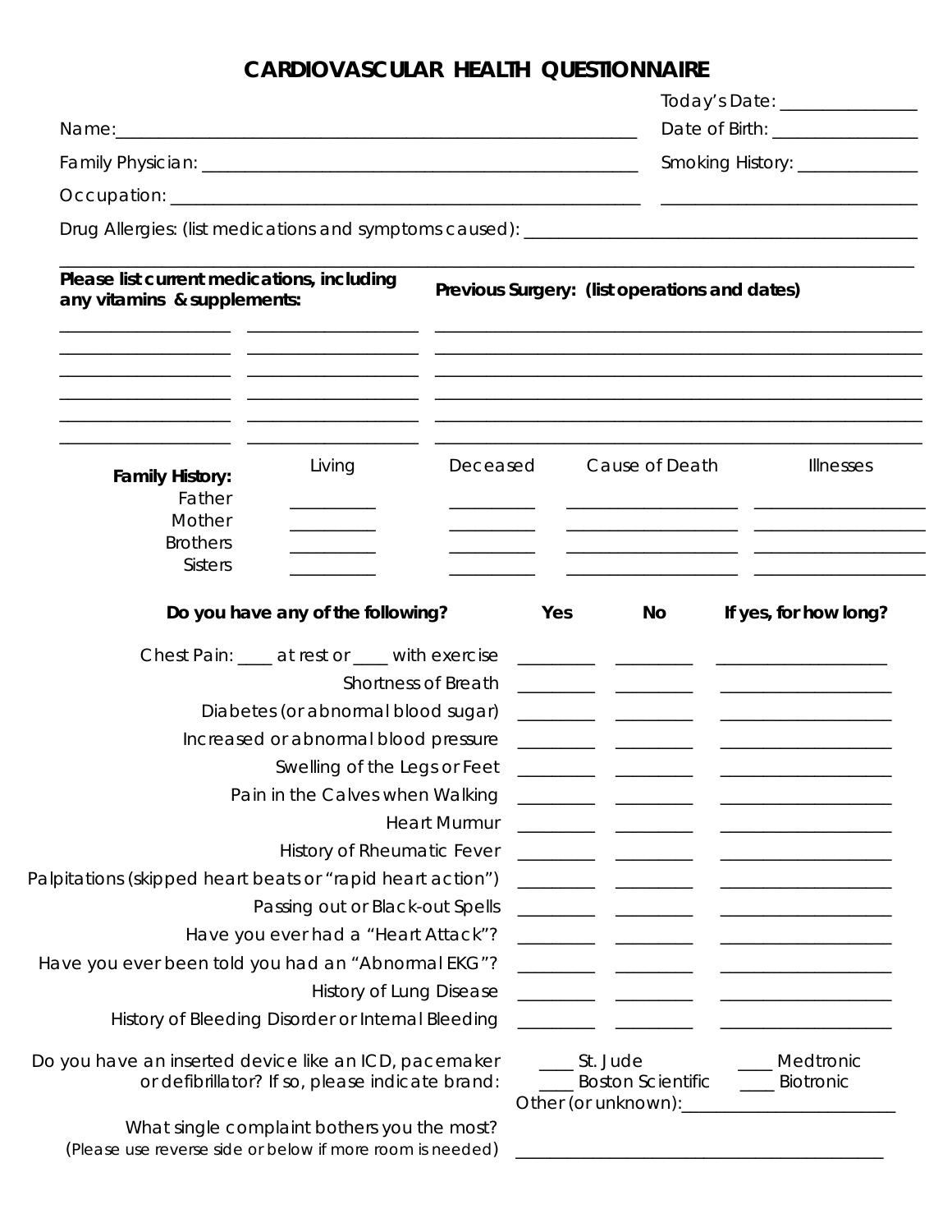# CARDIOVASCULAR HEALTH QUESTIONNAIRE

Today's Date: _______________

Name: ___________________________________________________________ Date of Birth: ________________

Family Physician: _______________________________________________ Smoking History: _____________

Occupation: ____________________________________________________ _____________________________

Drug Allergies: (list medications and symptoms caused): ___________________________________________

_______________________________________________________________________________________

**Please list current medications, including any vitamins & supplements:**

___________________ ___________________
___________________ ___________________
___________________ ___________________
___________________ ___________________
___________________ ___________________
___________________ ___________________

**Previous Surgery: (list operations and dates)**

_______________________________________________________
_______________________________________________________
_______________________________________________________
_______________________________________________________
_______________________________________________________
_______________________________________________________

| **Family History:** | Living | Deceased | Cause of Death | Illnesses |
|---|---|---|---|---|
| Father | _________ | _________ | __________________ | __________________ |
| Mother | _________ | _________ | __________________ | __________________ |
| Brothers | _________ | _________ | __________________ | __________________ |
| Sisters | _________ | _________ | __________________ | __________________ |

| **Do you have any of the following?** | **Yes** | **No** | **If yes, for how long?** |
|---|---|---|---|
| Chest Pain: ____ at rest or ____ with exercise | ________ | ________ | __________________ |
| Shortness of Breath | ________ | ________ | __________________ |
| Diabetes (or abnormal blood sugar) | ________ | ________ | __________________ |
| Increased or abnormal blood pressure | ________ | ________ | __________________ |
| Swelling of the Legs or Feet | ________ | ________ | __________________ |
| Pain in the Calves when Walking | ________ | ________ | __________________ |
| Heart Murmur | ________ | ________ | __________________ |
| History of Rheumatic Fever | ________ | ________ | __________________ |
| Palpitations (skipped heart beats or "rapid heart action") | ________ | ________ | __________________ |
| Passing out or Black-out Spells | ________ | ________ | __________________ |
| Have you ever had a "Heart Attack"? | ________ | ________ | __________________ |
| Have you ever been told you had an "Abnormal EKG"? | ________ | ________ | __________________ |
| History of Lung Disease | ________ | ________ | __________________ |
| History of Bleeding Disorder or Internal Bleeding | ________ | ________ | __________________ |

Do you have an inserted device like an ICD, pacemaker or defibrillator? If so, please indicate brand:

____ St. Jude ____ Medtronic
____ Boston Scientific ____ Biotronic
Other (or unknown):_______________________

What single complaint bothers you the most?
(Please use reverse side or below if more room is needed) ________________________________________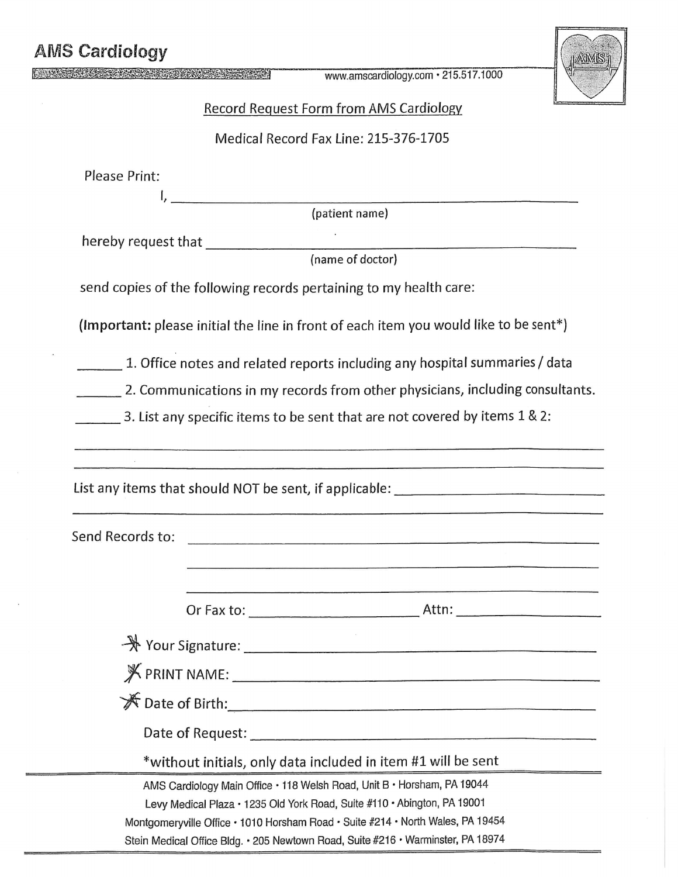# AMS Cardiology

www.amscardiology.com • 215.517.1000

## Record Request Form from AMS Cardiology

Medical Record Fax Line: 215-376-1705

Please Print:

I, ______________________________________________
(patient name)

hereby request that ______________________________________________
(name of doctor)

send copies of the following records pertaining to my health care:

**(Important:** please initial the line in front of each item you would like to be sent*)

______ 1. Office notes and related reports including any hospital summaries / data

______ 2. Communications in my records from other physicians, including consultants.

______ 3. List any specific items to be sent that are not covered by items 1 & 2:

______________________________________________________________

______________________________________________________________

List any items that should NOT be sent, if applicable: ______________________________

______________________________________________________________

Send Records to: ______________________________________________

______________________________________________

______________________________________________

Or Fax to: ______________________ Attn: ____________________

* Your Signature: ______________________________________________

* PRINT NAME: ______________________________________________

* Date of Birth: ______________________________________________

Date of Request: ______________________________________________

*without initials, only data included in item #1 will be sent

AMS Cardiology Main Office • 118 Welsh Road, Unit B • Horsham, PA 19044
Levy Medical Plaza • 1235 Old York Road, Suite #110 • Abington, PA 19001
Montgomeryville Office • 1010 Horsham Road • Suite #214 • North Wales, PA 19454
Stein Medical Office Bldg. • 205 Newtown Road, Suite #216 • Warminster, PA 18974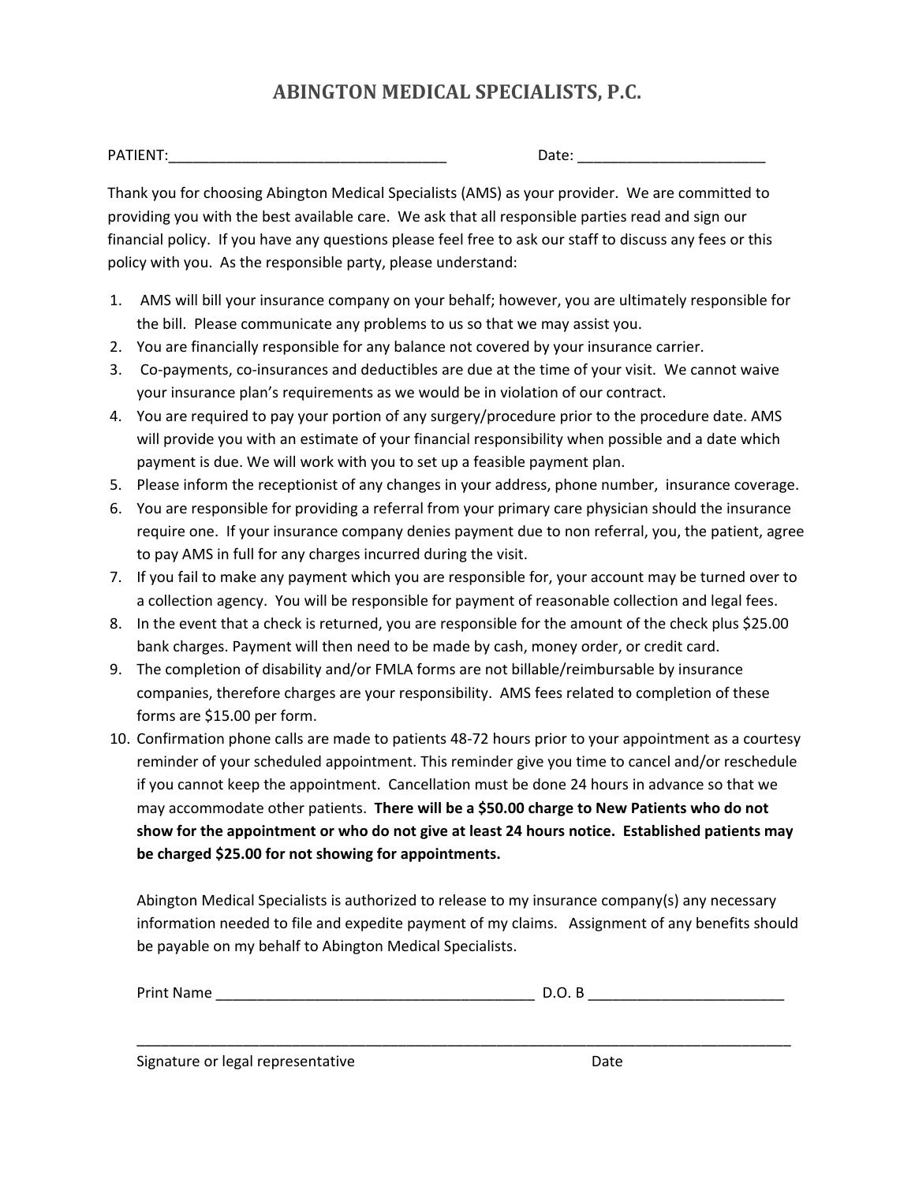# ABINGTON MEDICAL SPECIALISTS, P.C.

PATIENT:_________________________________ Date: _______________________

Thank you for choosing Abington Medical Specialists (AMS) as your provider. We are committed to providing you with the best available care. We ask that all responsible parties read and sign our financial policy. If you have any questions please feel free to ask our staff to discuss any fees or this policy with you. As the responsible party, please understand:

1. AMS will bill your insurance company on your behalf; however, you are ultimately responsible for the bill. Please communicate any problems to us so that we may assist you.
2. You are financially responsible for any balance not covered by your insurance carrier.
3. Co-payments, co-insurances and deductibles are due at the time of your visit. We cannot waive your insurance plan's requirements as we would be in violation of our contract.
4. You are required to pay your portion of any surgery/procedure prior to the procedure date. AMS will provide you with an estimate of your financial responsibility when possible and a date which payment is due. We will work with you to set up a feasible payment plan.
5. Please inform the receptionist of any changes in your address, phone number, insurance coverage.
6. You are responsible for providing a referral from your primary care physician should the insurance require one. If your insurance company denies payment due to non referral, you, the patient, agree to pay AMS in full for any charges incurred during the visit.
7. If you fail to make any payment which you are responsible for, your account may be turned over to a collection agency. You will be responsible for payment of reasonable collection and legal fees.
8. In the event that a check is returned, you are responsible for the amount of the check plus $25.00 bank charges. Payment will then need to be made by cash, money order, or credit card.
9. The completion of disability and/or FMLA forms are not billable/reimbursable by insurance companies, therefore charges are your responsibility. AMS fees related to completion of these forms are $15.00 per form.
10. Confirmation phone calls are made to patients 48-72 hours prior to your appointment as a courtesy reminder of your scheduled appointment. This reminder give you time to cancel and/or reschedule if you cannot keep the appointment. Cancellation must be done 24 hours in advance so that we may accommodate other patients. **There will be a $50.00 charge to New Patients who do not show for the appointment or who do not give at least 24 hours notice. Established patients may be charged $25.00 for not showing for appointments.**

Abington Medical Specialists is authorized to release to my insurance company(s) any necessary information needed to file and expedite payment of my claims. Assignment of any benefits should be payable on my behalf to Abington Medical Specialists.

Print Name _______________________________________ D.O. B _______________________

_____________________________________________________________________________

Signature or legal representative Date